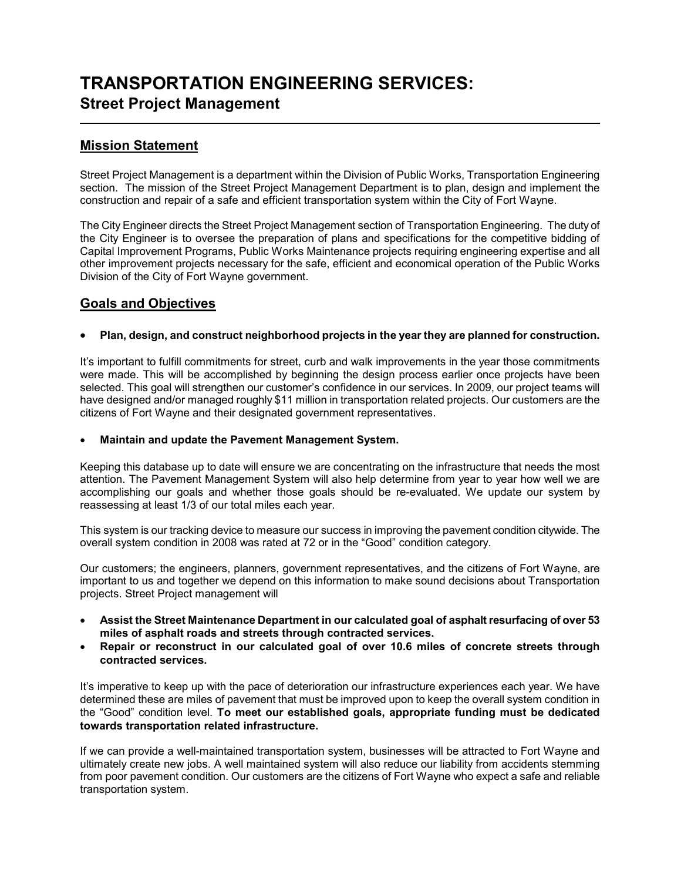# TRANSPORTATION ENGINEERING SERVICES:
## Street Project Management

---

### Mission Statement

Street Project Management is a department within the Division of Public Works, Transportation Engineering section. The mission of the Street Project Management Department is to plan, design and implement the construction and repair of a safe and efficient transportation system within the City of Fort Wayne.

The City Engineer directs the Street Project Management section of Transportation Engineering. The duty of the City Engineer is to oversee the preparation of plans and specifications for the competitive bidding of Capital Improvement Programs, Public Works Maintenance projects requiring engineering expertise and all other improvement projects necessary for the safe, efficient and economical operation of the Public Works Division of the City of Fort Wayne government.

### Goals and Objectives

- **Plan, design, and construct neighborhood projects in the year they are planned for construction.**

It's important to fulfill commitments for street, curb and walk improvements in the year those commitments were made. This will be accomplished by beginning the design process earlier once projects have been selected. This goal will strengthen our customer's confidence in our services. In 2009, our project teams will have designed and/or managed roughly $11 million in transportation related projects. Our customers are the citizens of Fort Wayne and their designated government representatives.

- **Maintain and update the Pavement Management System.**

Keeping this database up to date will ensure we are concentrating on the infrastructure that needs the most attention. The Pavement Management System will also help determine from year to year how well we are accomplishing our goals and whether those goals should be re-evaluated. We update our system by reassessing at least 1/3 of our total miles each year.

This system is our tracking device to measure our success in improving the pavement condition citywide. The overall system condition in 2008 was rated at 72 or in the "Good" condition category.

Our customers; the engineers, planners, government representatives, and the citizens of Fort Wayne, are important to us and together we depend on this information to make sound decisions about Transportation projects. Street Project management will

- **Assist the Street Maintenance Department in our calculated goal of asphalt resurfacing of over 53 miles of asphalt roads and streets through contracted services.**
- **Repair or reconstruct in our calculated goal of over 10.6 miles of concrete streets through contracted services.**

It's imperative to keep up with the pace of deterioration our infrastructure experiences each year. We have determined these are miles of pavement that must be improved upon to keep the overall system condition in the "Good" condition level. **To meet our established goals, appropriate funding must be dedicated towards transportation related infrastructure.**

If we can provide a well-maintained transportation system, businesses will be attracted to Fort Wayne and ultimately create new jobs. A well maintained system will also reduce our liability from accidents stemming from poor pavement condition. Our customers are the citizens of Fort Wayne who expect a safe and reliable transportation system.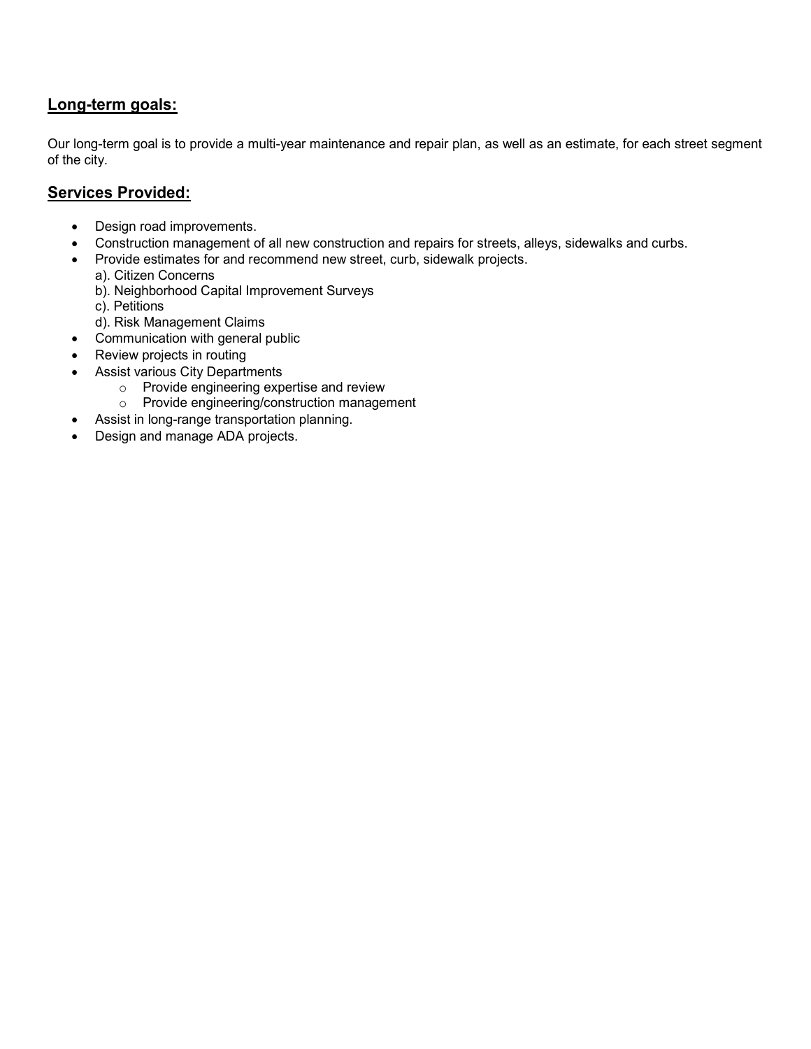## Long-term goals:

Our long-term goal is to provide a multi-year maintenance and repair plan, as well as an estimate, for each street segment of the city.

## Services Provided:

- Design road improvements.
- Construction management of all new construction and repairs for streets, alleys, sidewalks and curbs.
- Provide estimates for and recommend new street, curb, sidewalk projects.
  a). Citizen Concerns
  b). Neighborhood Capital Improvement Surveys
  c). Petitions
  d). Risk Management Claims
- Communication with general public
- Review projects in routing
- Assist various City Departments
  - Provide engineering expertise and review
  - Provide engineering/construction management
- Assist in long-range transportation planning.
- Design and manage ADA projects.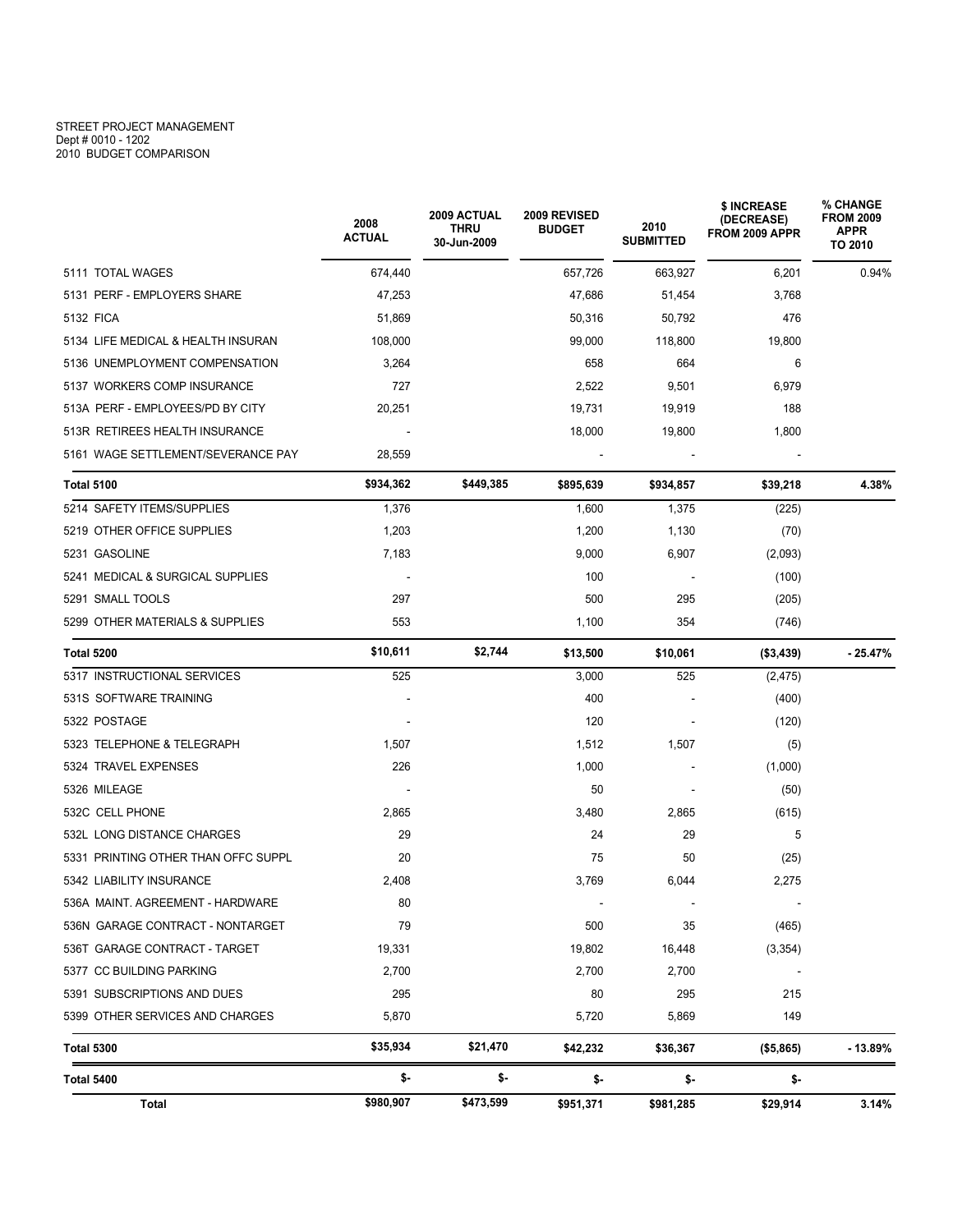STREET PROJECT MANAGEMENT
Dept # 0010 - 1202
2010 BUDGET COMPARISON

| | 2008 ACTUAL | 2009 ACTUAL THRU 30-Jun-2009 | 2009 REVISED BUDGET | 2010 SUBMITTED | $ INCREASE (DECREASE) FROM 2009 APPR | % CHANGE FROM 2009 APPR TO 2010 |
|---|---|---|---|---|---|---|
| 5111 TOTAL WAGES | 674,440 | | 657,726 | 663,927 | 6,201 | 0.94% |
| 5131 PERF - EMPLOYERS SHARE | 47,253 | | 47,686 | 51,454 | 3,768 | |
| 5132 FICA | 51,869 | | 50,316 | 50,792 | 476 | |
| 5134 LIFE MEDICAL & HEALTH INSURAN | 108,000 | | 99,000 | 118,800 | 19,800 | |
| 5136 UNEMPLOYMENT COMPENSATION | 3,264 | | 658 | 664 | 6 | |
| 5137 WORKERS COMP INSURANCE | 727 | | 2,522 | 9,501 | 6,979 | |
| 513A PERF - EMPLOYEES/PD BY CITY | 20,251 | | 19,731 | 19,919 | 188 | |
| 513R RETIREES HEALTH INSURANCE | - | | 18,000 | 19,800 | 1,800 | |
| 5161 WAGE SETTLEMENT/SEVERANCE PAY | 28,559 | | - | - | - | |
| **Total 5100** | **$934,362** | **$449,385** | **$895,639** | **$934,857** | **$39,218** | **4.38%** |
| 5214 SAFETY ITEMS/SUPPLIES | 1,376 | | 1,600 | 1,375 | (225) | |
| 5219 OTHER OFFICE SUPPLIES | 1,203 | | 1,200 | 1,130 | (70) | |
| 5231 GASOLINE | 7,183 | | 9,000 | 6,907 | (2,093) | |
| 5241 MEDICAL & SURGICAL SUPPLIES | - | | 100 | - | (100) | |
| 5291 SMALL TOOLS | 297 | | 500 | 295 | (205) | |
| 5299 OTHER MATERIALS & SUPPLIES | 553 | | 1,100 | 354 | (746) | |
| **Total 5200** | **$10,611** | **$2,744** | **$13,500** | **$10,061** | **($3,439)** | **- 25.47%** |
| 5317 INSTRUCTIONAL SERVICES | 525 | | 3,000 | 525 | (2,475) | |
| 531S SOFTWARE TRAINING | - | | 400 | - | (400) | |
| 5322 POSTAGE | - | | 120 | - | (120) | |
| 5323 TELEPHONE & TELEGRAPH | 1,507 | | 1,512 | 1,507 | (5) | |
| 5324 TRAVEL EXPENSES | 226 | | 1,000 | - | (1,000) | |
| 5326 MILEAGE | - | | 50 | - | (50) | |
| 532C CELL PHONE | 2,865 | | 3,480 | 2,865 | (615) | |
| 532L LONG DISTANCE CHARGES | 29 | | 24 | 29 | 5 | |
| 5331 PRINTING OTHER THAN OFFC SUPPL | 20 | | 75 | 50 | (25) | |
| 5342 LIABILITY INSURANCE | 2,408 | | 3,769 | 6,044 | 2,275 | |
| 536A MAINT. AGREEMENT - HARDWARE | 80 | | - | - | - | |
| 536N GARAGE CONTRACT - NONTARGET | 79 | | 500 | 35 | (465) | |
| 536T GARAGE CONTRACT - TARGET | 19,331 | | 19,802 | 16,448 | (3,354) | |
| 5377 CC BUILDING PARKING | 2,700 | | 2,700 | 2,700 | - | |
| 5391 SUBSCRIPTIONS AND DUES | 295 | | 80 | 295 | 215 | |
| 5399 OTHER SERVICES AND CHARGES | 5,870 | | 5,720 | 5,869 | 149 | |
| **Total 5300** | **$35,934** | **$21,470** | **$42,232** | **$36,367** | **($5,865)** | **- 13.89%** |
| **Total 5400** | **$-** | **$-** | **$-** | **$-** | **$-** | |
| **Total** | **$980,907** | **$473,599** | **$951,371** | **$981,285** | **$29,914** | **3.14%** |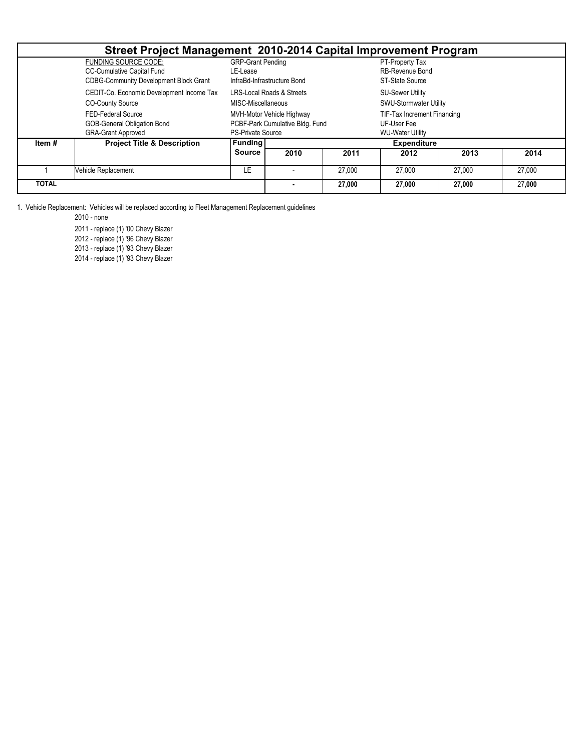# Street Project Management 2010-2014 Capital Improvement Program

| FUNDING SOURCE CODE: | | |
|---|---|---|
| CC-Cumulative Capital Fund | GRP-Grant Pending | PT-Property Tax |
| CDBG-Community Development Block Grant | LE-Lease | RB-Revenue Bond |
| CEDIT-Co. Economic Development Income Tax | InfraBd-Infrastructure Bond | ST-State Source |
| CO-County Source | LRS-Local Roads & Streets | SU-Sewer Utility |
| FED-Federal Source | MISC-Miscellaneous | SWU-Stormwater Utility |
| GOB-General Obligation Bond | MVH-Motor Vehicle Highway | TIF-Tax Increment Financing |
| GRA-Grant Approved | PCBF-Park Cumulative Bldg. Fund | UF-User Fee |
| | PS-Private Source | WU-Water Utility |

| Item # | Project Title & Description | Funding Source | Expenditure | | | | |
|---|---|---|---|---|---|---|---|
| | | | 2010 | 2011 | 2012 | 2013 | 2014 |
| 1 | Vehicle Replacement | LE | - | 27,000 | 27,000 | 27,000 | 27,000 |
| **TOTAL** | | | **-** | **27,000** | **27,000** | **27,000** | **27,000** |

1. Vehicle Replacement: Vehicles will be replaced according to Fleet Management Replacement guidelines

2010 - none

2011 - replace (1) '00 Chevy Blazer

2012 - replace (1) '96 Chevy Blazer

2013 - replace (1) '93 Chevy Blazer

2014 - replace (1) '93 Chevy Blazer